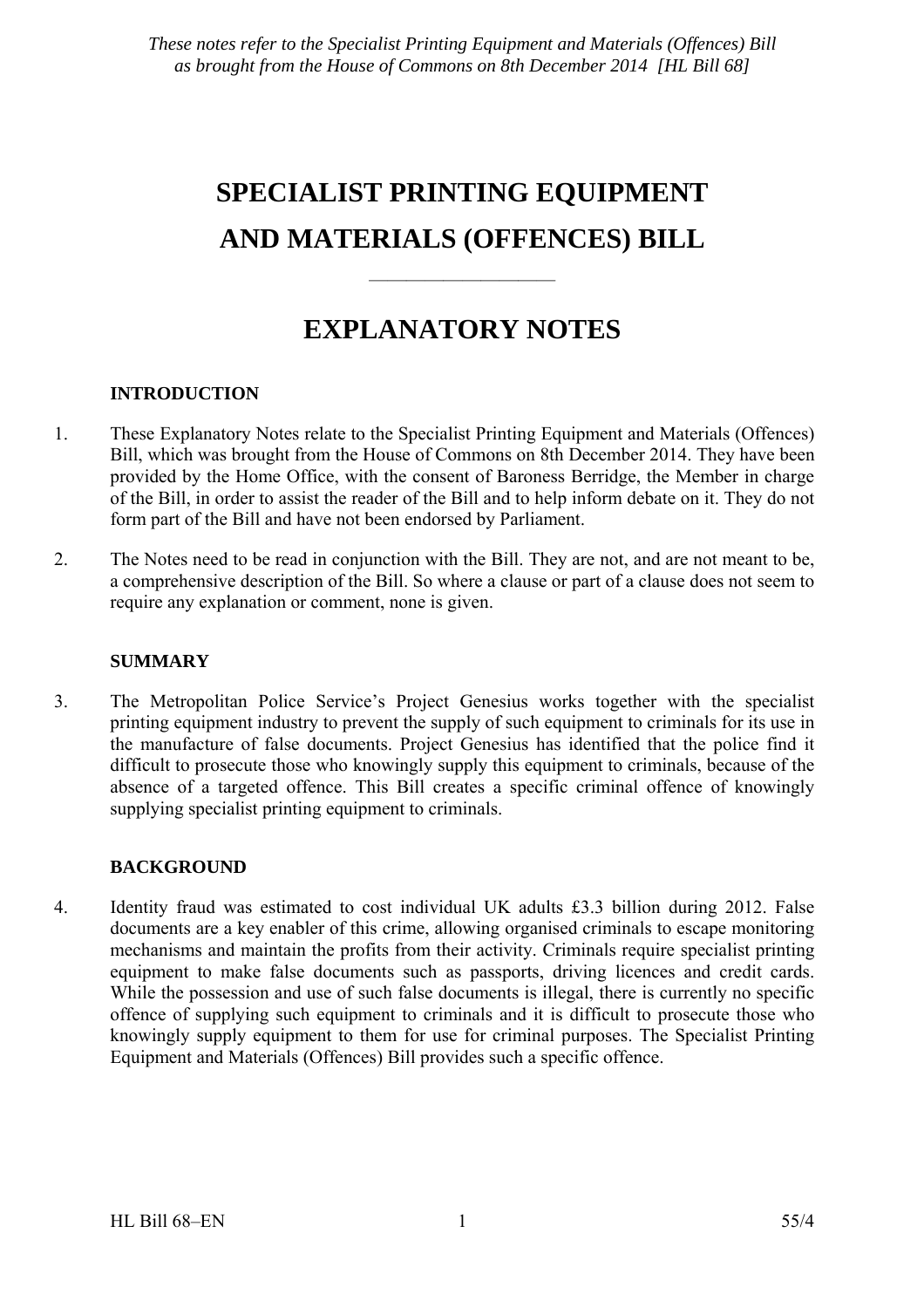*These notes refer to the Specialist Printing Equipment and Materials (Offences) Bill as brought from the House of Commons on 8th December 2014 [HL Bill 68]*

# SPECIALIST PRINTING EQUIPMENT AND MATERIALS (OFFENCES) BILL

---

# EXPLANATORY NOTES

## INTRODUCTION

1. These Explanatory Notes relate to the Specialist Printing Equipment and Materials (Offences) Bill, which was brought from the House of Commons on 8th December 2014. They have been provided by the Home Office, with the consent of Baroness Berridge, the Member in charge of the Bill, in order to assist the reader of the Bill and to help inform debate on it. They do not form part of the Bill and have not been endorsed by Parliament.

2. The Notes need to be read in conjunction with the Bill. They are not, and are not meant to be, a comprehensive description of the Bill. So where a clause or part of a clause does not seem to require any explanation or comment, none is given.

## SUMMARY

3. The Metropolitan Police Service's Project Genesius works together with the specialist printing equipment industry to prevent the supply of such equipment to criminals for its use in the manufacture of false documents. Project Genesius has identified that the police find it difficult to prosecute those who knowingly supply this equipment to criminals, because of the absence of a targeted offence. This Bill creates a specific criminal offence of knowingly supplying specialist printing equipment to criminals.

## BACKGROUND

4. Identity fraud was estimated to cost individual UK adults £3.3 billion during 2012. False documents are a key enabler of this crime, allowing organised criminals to escape monitoring mechanisms and maintain the profits from their activity. Criminals require specialist printing equipment to make false documents such as passports, driving licences and credit cards. While the possession and use of such false documents is illegal, there is currently no specific offence of supplying such equipment to criminals and it is difficult to prosecute those who knowingly supply equipment to them for use for criminal purposes. The Specialist Printing Equipment and Materials (Offences) Bill provides such a specific offence.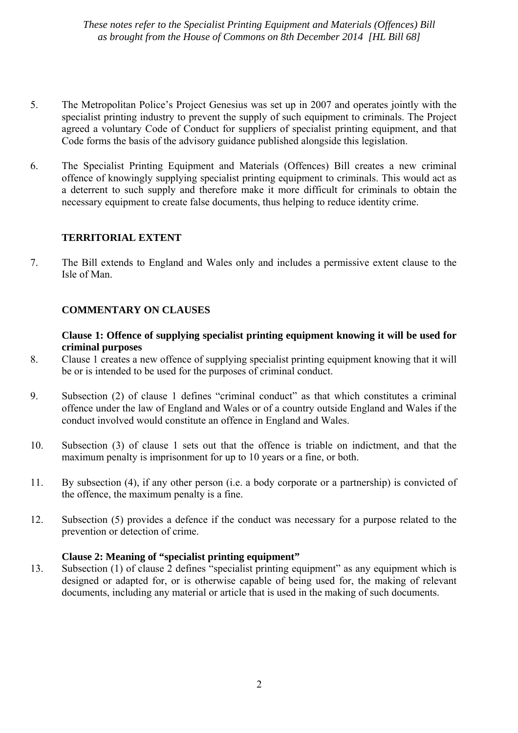5. The Metropolitan Police's Project Genesius was set up in 2007 and operates jointly with the specialist printing industry to prevent the supply of such equipment to criminals. The Project agreed a voluntary Code of Conduct for suppliers of specialist printing equipment, and that Code forms the basis of the advisory guidance published alongside this legislation.

6. The Specialist Printing Equipment and Materials (Offences) Bill creates a new criminal offence of knowingly supplying specialist printing equipment to criminals. This would act as a deterrent to such supply and therefore make it more difficult for criminals to obtain the necessary equipment to create false documents, thus helping to reduce identity crime.

## TERRITORIAL EXTENT

7. The Bill extends to England and Wales only and includes a permissive extent clause to the Isle of Man.

## COMMENTARY ON CLAUSES

### Clause 1: Offence of supplying specialist printing equipment knowing it will be used for criminal purposes

8. Clause 1 creates a new offence of supplying specialist printing equipment knowing that it will be or is intended to be used for the purposes of criminal conduct.

9. Subsection (2) of clause 1 defines "criminal conduct" as that which constitutes a criminal offence under the law of England and Wales or of a country outside England and Wales if the conduct involved would constitute an offence in England and Wales.

10. Subsection (3) of clause 1 sets out that the offence is triable on indictment, and that the maximum penalty is imprisonment for up to 10 years or a fine, or both.

11. By subsection (4), if any other person (i.e. a body corporate or a partnership) is convicted of the offence, the maximum penalty is a fine.

12. Subsection (5) provides a defence if the conduct was necessary for a purpose related to the prevention or detection of crime.

### Clause 2: Meaning of "specialist printing equipment"

13. Subsection (1) of clause 2 defines "specialist printing equipment" as any equipment which is designed or adapted for, or is otherwise capable of being used for, the making of relevant documents, including any material or article that is used in the making of such documents.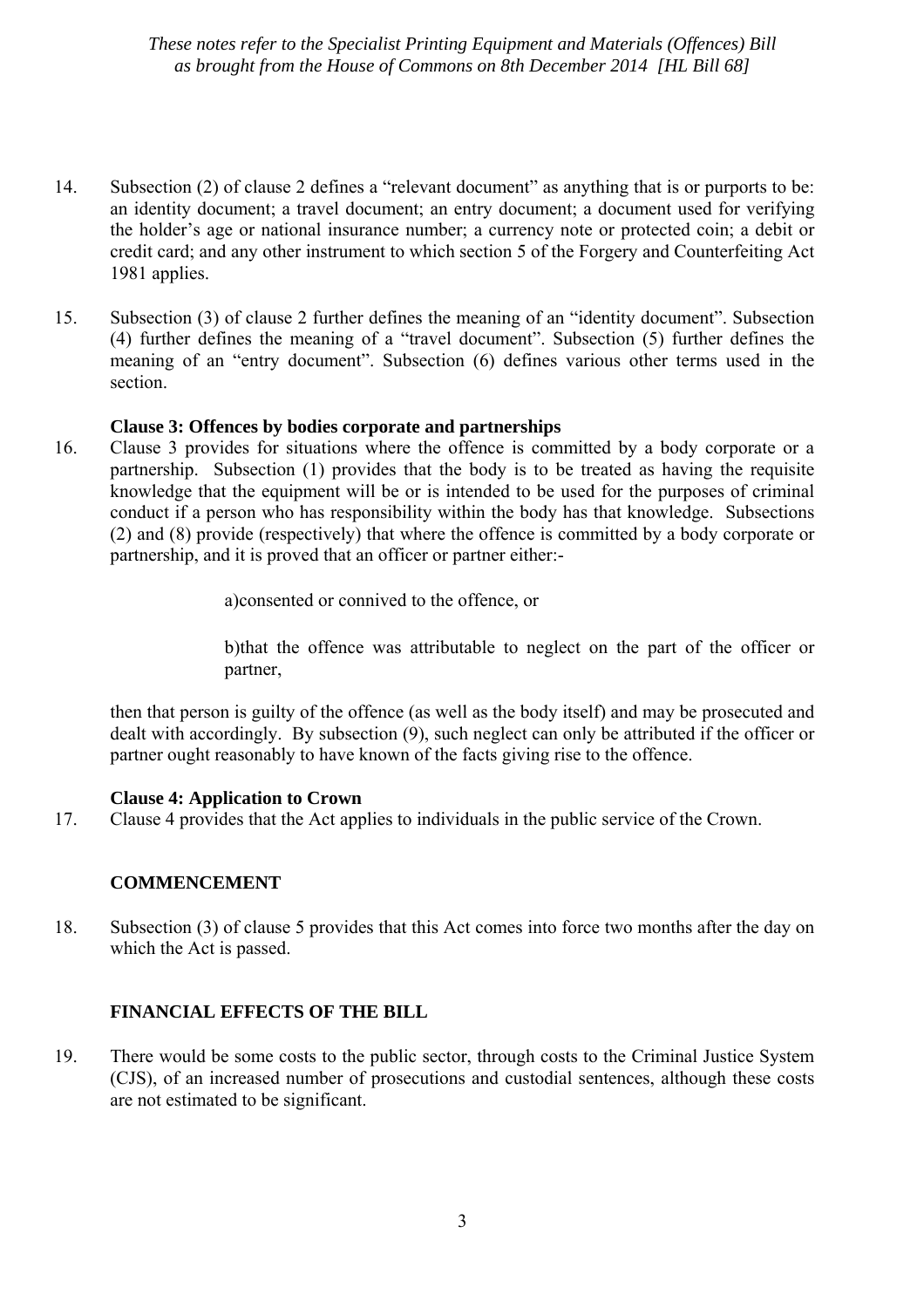14. Subsection (2) of clause 2 defines a "relevant document" as anything that is or purports to be: an identity document; a travel document; an entry document; a document used for verifying the holder's age or national insurance number; a currency note or protected coin; a debit or credit card; and any other instrument to which section 5 of the Forgery and Counterfeiting Act 1981 applies.

15. Subsection (3) of clause 2 further defines the meaning of an "identity document". Subsection (4) further defines the meaning of a "travel document". Subsection (5) further defines the meaning of an "entry document". Subsection (6) defines various other terms used in the section.

**Clause 3: Offences by bodies corporate and partnerships**

16. Clause 3 provides for situations where the offence is committed by a body corporate or a partnership. Subsection (1) provides that the body is to be treated as having the requisite knowledge that the equipment will be or is intended to be used for the purposes of criminal conduct if a person who has responsibility within the body has that knowledge. Subsections (2) and (8) provide (respectively) that where the offence is committed by a body corporate or partnership, and it is proved that an officer or partner either:-

    a)consented or connived to the offence, or

    b)that the offence was attributable to neglect on the part of the officer or partner,

    then that person is guilty of the offence (as well as the body itself) and may be prosecuted and dealt with accordingly. By subsection (9), such neglect can only be attributed if the officer or partner ought reasonably to have known of the facts giving rise to the offence.

**Clause 4: Application to Crown**

17. Clause 4 provides that the Act applies to individuals in the public service of the Crown.

## COMMENCEMENT

18. Subsection (3) of clause 5 provides that this Act comes into force two months after the day on which the Act is passed.

## FINANCIAL EFFECTS OF THE BILL

19. There would be some costs to the public sector, through costs to the Criminal Justice System (CJS), of an increased number of prosecutions and custodial sentences, although these costs are not estimated to be significant.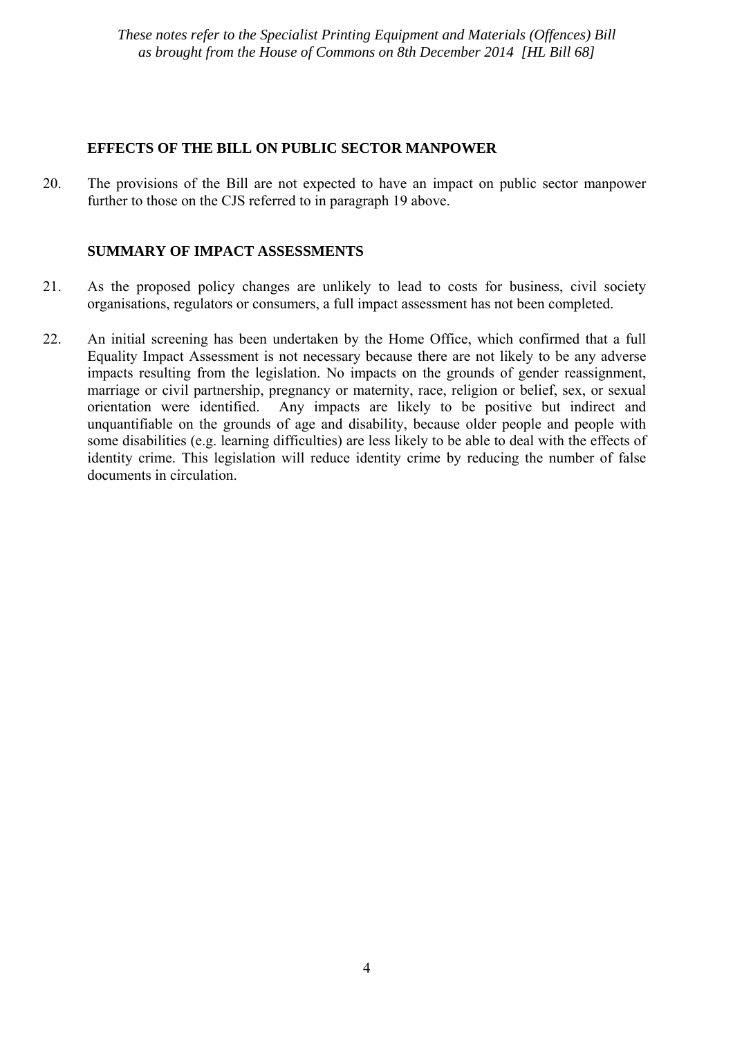## EFFECTS OF THE BILL ON PUBLIC SECTOR MANPOWER

20. The provisions of the Bill are not expected to have an impact on public sector manpower further to those on the CJS referred to in paragraph 19 above.

## SUMMARY OF IMPACT ASSESSMENTS

21. As the proposed policy changes are unlikely to lead to costs for business, civil society organisations, regulators or consumers, a full impact assessment has not been completed.

22. An initial screening has been undertaken by the Home Office, which confirmed that a full Equality Impact Assessment is not necessary because there are not likely to be any adverse impacts resulting from the legislation. No impacts on the grounds of gender reassignment, marriage or civil partnership, pregnancy or maternity, race, religion or belief, sex, or sexual orientation were identified. Any impacts are likely to be positive but indirect and unquantifiable on the grounds of age and disability, because older people and people with some disabilities (e.g. learning difficulties) are less likely to be able to deal with the effects of identity crime. This legislation will reduce identity crime by reducing the number of false documents in circulation.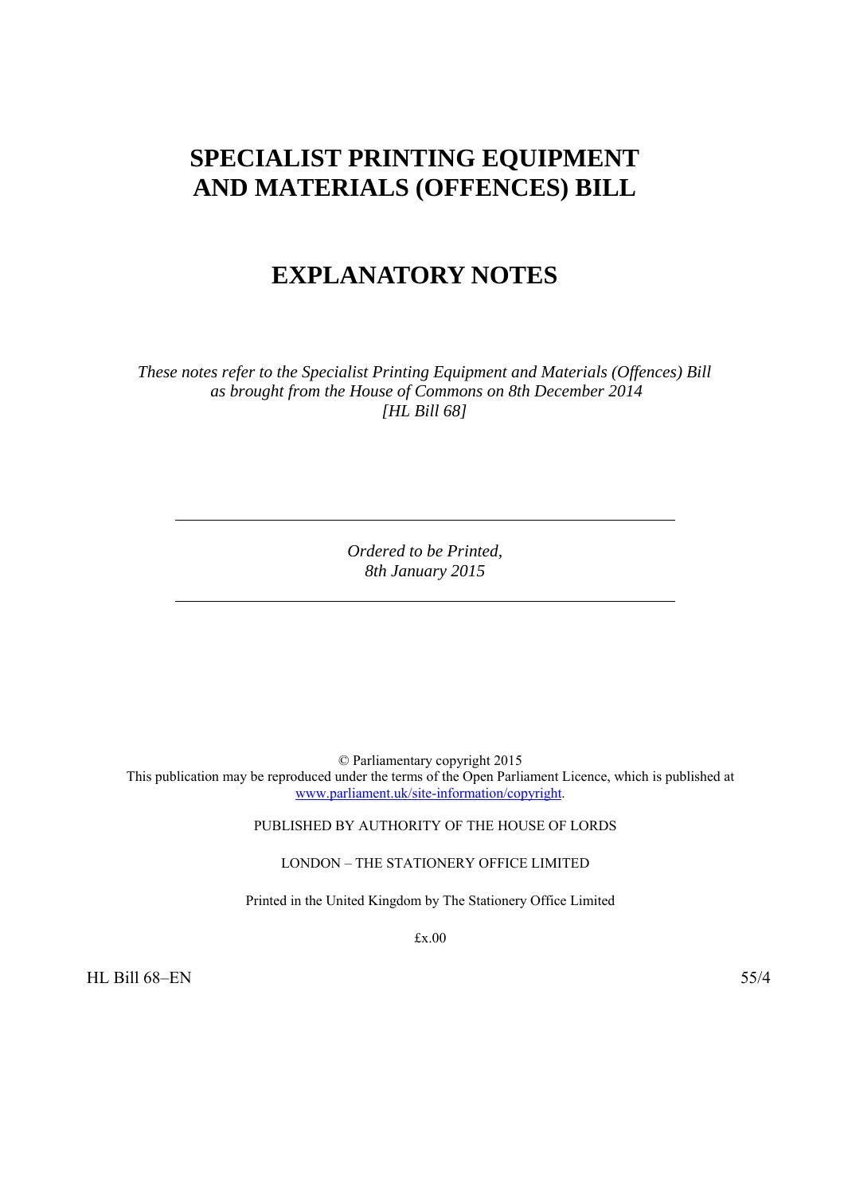# SPECIALIST PRINTING EQUIPMENT AND MATERIALS (OFFENCES) BILL

# EXPLANATORY NOTES

*These notes refer to the Specialist Printing Equipment and Materials (Offences) Bill as brought from the House of Commons on 8th December 2014 [HL Bill 68]*

---

*Ordered to be Printed,*
*8th January 2015*

---

© Parliamentary copyright 2015
This publication may be reproduced under the terms of the Open Parliament Licence, which is published at www.parliament.uk/site-information/copyright.

PUBLISHED BY AUTHORITY OF THE HOUSE OF LORDS

LONDON – THE STATIONERY OFFICE LIMITED

Printed in the United Kingdom by The Stationery Office Limited

£x.00

HL Bill 68–EN 55/4